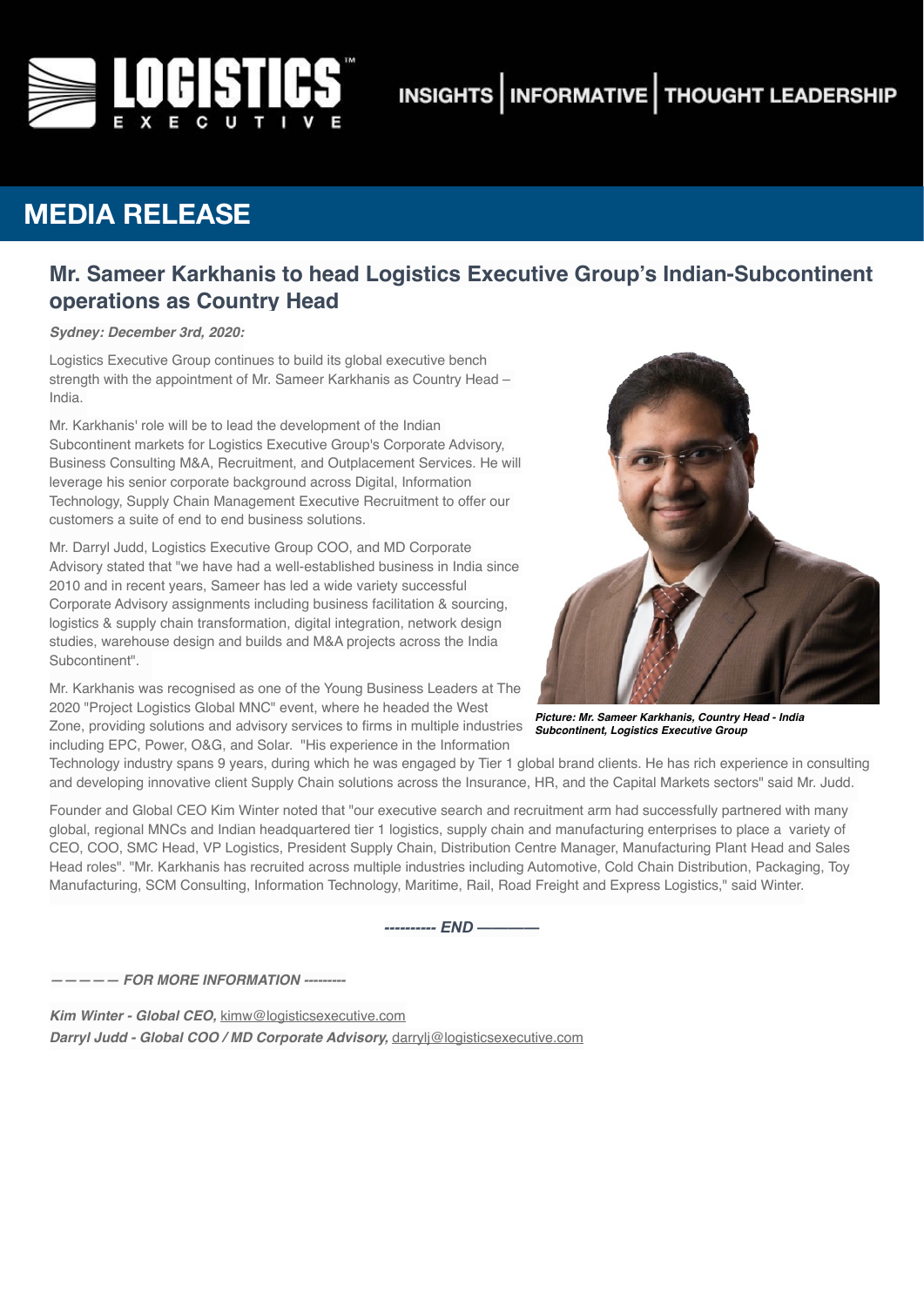# MEDIA RELEASE

## Mr. Sameer Karkhanis to head Logistics Executive Group's Indian-Subcontinent operations as Country Head

***Sydney: December 3rd, 2020:***

Logistics Executive Group continues to build its global executive bench strength with the appointment of Mr. Sameer Karkhanis as Country Head – India.

Mr. Karkhanis' role will be to lead the development of the Indian Subcontinent markets for Logistics Executive Group's Corporate Advisory, Business Consulting M&A, Recruitment, and Outplacement Services. He will leverage his senior corporate background across Digital, Information Technology, Supply Chain Management Executive Recruitment to offer our customers a suite of end to end business solutions.

Mr. Darryl Judd, Logistics Executive Group COO, and MD Corporate Advisory stated that "we have had a well-established business in India since 2010 and in recent years, Sameer has led a wide variety successful Corporate Advisory assignments including business facilitation & sourcing, logistics & supply chain transformation, digital integration, network design studies, warehouse design and builds and M&A projects across the India Subcontinent".

***Picture: Mr. Sameer Karkhanis, Country Head - India Subcontinent, Logistics Executive Group***

Mr. Karkhanis was recognised as one of the Young Business Leaders at The 2020 "Project Logistics Global MNC" event, where he headed the West Zone, providing solutions and advisory services to firms in multiple industries including EPC, Power, O&G, and Solar. "His experience in the Information Technology industry spans 9 years, during which he was engaged by Tier 1 global brand clients. He has rich experience in consulting and developing innovative client Supply Chain solutions across the Insurance, HR, and the Capital Markets sectors" said Mr. Judd.

Founder and Global CEO Kim Winter noted that "our executive search and recruitment arm had successfully partnered with many global, regional MNCs and Indian headquartered tier 1 logistics, supply chain and manufacturing enterprises to place a variety of CEO, COO, SMC Head, VP Logistics, President Supply Chain, Distribution Centre Manager, Manufacturing Plant Head and Sales Head roles". "Mr. Karkhanis has recruited across multiple industries including Automotive, Cold Chain Distribution, Packaging, Toy Manufacturing, SCM Consulting, Information Technology, Maritime, Rail, Road Freight and Express Logistics," said Winter.

***---------- END ————***

***———— FOR MORE INFORMATION ---------***

***Kim Winter - Global CEO,*** kimw@logisticsexecutive.com

***Darryl Judd - Global COO / MD Corporate Advisory,*** darrylj@logisticsexecutive.com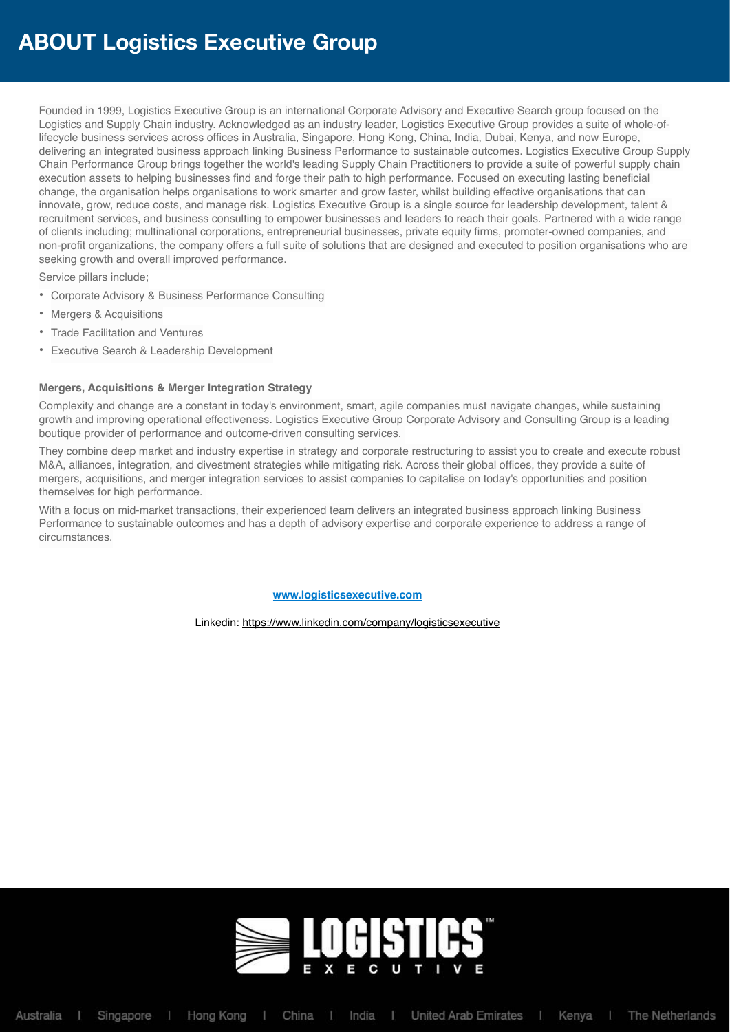# ABOUT Logistics Executive Group

Founded in 1999, Logistics Executive Group is an international Corporate Advisory and Executive Search group focused on the Logistics and Supply Chain industry. Acknowledged as an industry leader, Logistics Executive Group provides a suite of whole-of-lifecycle business services across offices in Australia, Singapore, Hong Kong, China, India, Dubai, Kenya, and now Europe, delivering an integrated business approach linking Business Performance to sustainable outcomes. Logistics Executive Group Supply Chain Performance Group brings together the world's leading Supply Chain Practitioners to provide a suite of powerful supply chain execution assets to helping businesses find and forge their path to high performance. Focused on executing lasting beneficial change, the organisation helps organisations to work smarter and grow faster, whilst building effective organisations that can innovate, grow, reduce costs, and manage risk. Logistics Executive Group is a single source for leadership development, talent & recruitment services, and business consulting to empower businesses and leaders to reach their goals. Partnered with a wide range of clients including; multinational corporations, entrepreneurial businesses, private equity firms, promoter-owned companies, and non-profit organizations, the company offers a full suite of solutions that are designed and executed to position organisations who are seeking growth and overall improved performance.

Service pillars include;

- Corporate Advisory & Business Performance Consulting
- Mergers & Acquisitions
- Trade Facilitation and Ventures
- Executive Search & Leadership Development

**Mergers, Acquisitions & Merger Integration Strategy**

Complexity and change are a constant in today's environment, smart, agile companies must navigate changes, while sustaining growth and improving operational effectiveness. Logistics Executive Group Corporate Advisory and Consulting Group is a leading boutique provider of performance and outcome-driven consulting services.

They combine deep market and industry expertise in strategy and corporate restructuring to assist you to create and execute robust M&A, alliances, integration, and divestment strategies while mitigating risk. Across their global offices, they provide a suite of mergers, acquisitions, and merger integration services to assist companies to capitalise on today's opportunities and position themselves for high performance.

With a focus on mid-market transactions, their experienced team delivers an integrated business approach linking Business Performance to sustainable outcomes and has a depth of advisory expertise and corporate experience to address a range of circumstances.

**www.logisticsexecutive.com**

Linkedin: https://www.linkedin.com/company/logisticsexecutive

LOGISTICS™ EXECUTIVE

Australia | Singapore | Hong Kong | China | India | United Arab Emirates | Kenya | The Netherlands